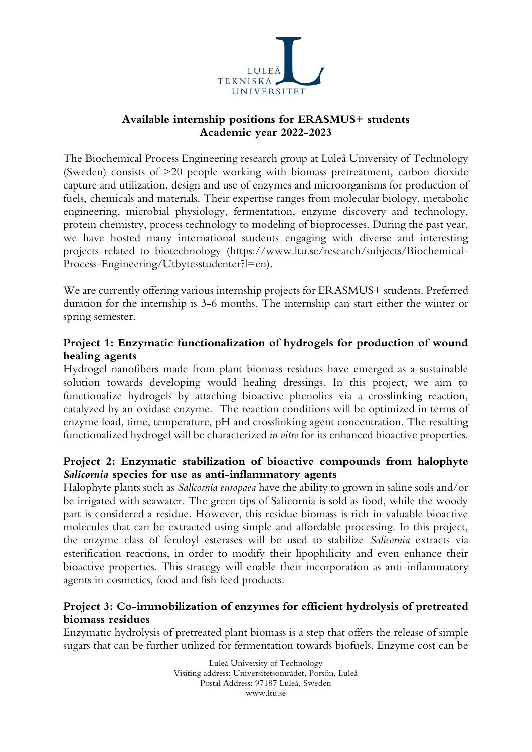## Available internship positions for ERASMUS+ students
## Academic year 2022-2023

The Biochemical Process Engineering research group at Luleå University of Technology (Sweden) consists of >20 people working with biomass pretreatment, carbon dioxide capture and utilization, design and use of enzymes and microorganisms for production of fuels, chemicals and materials. Their expertise ranges from molecular biology, metabolic engineering, microbial physiology, fermentation, enzyme discovery and technology, protein chemistry, process technology to modeling of bioprocesses. During the past year, we have hosted many international students engaging with diverse and interesting projects related to biotechnology (https://www.ltu.se/research/subjects/Biochemical-Process-Engineering/Utbytesstudenter?l=en).

We are currently offering various internship projects for ERASMUS+ students. Preferred duration for the internship is 3-6 months. The internship can start either the winter or spring semester.

### Project 1: Enzymatic functionalization of hydrogels for production of wound healing agents

Hydrogel nanofibers made from plant biomass residues have emerged as a sustainable solution towards developing would healing dressings. In this project, we aim to functionalize hydrogels by attaching bioactive phenolics via a crosslinking reaction, catalyzed by an oxidase enzyme. The reaction conditions will be optimized in terms of enzyme load, time, temperature, pH and crosslinking agent concentration. The resulting functionalized hydrogel will be characterized *in vitro* for its enhanced bioactive properties.

### Project 2: Enzymatic stabilization of bioactive compounds from halophyte *Salicornia* species for use as anti-inflammatory agents

Halophyte plants such as *Salicornia europaea* have the ability to grown in saline soils and/or be irrigated with seawater. The green tips of Salicornia is sold as food, while the woody part is considered a residue. However, this residue biomass is rich in valuable bioactive molecules that can be extracted using simple and affordable processing. In this project, the enzyme class of feruloyl esterases will be used to stabilize *Salicornia* extracts via esterification reactions, in order to modify their lipophilicity and even enhance their bioactive properties. This strategy will enable their incorporation as anti-inflammatory agents in cosmetics, food and fish feed products.

### Project 3: Co-immobilization of enzymes for efficient hydrolysis of pretreated biomass residues

Enzymatic hydrolysis of pretreated plant biomass is a step that offers the release of simple sugars that can be further utilized for fermentation towards biofuels. Enzyme cost can be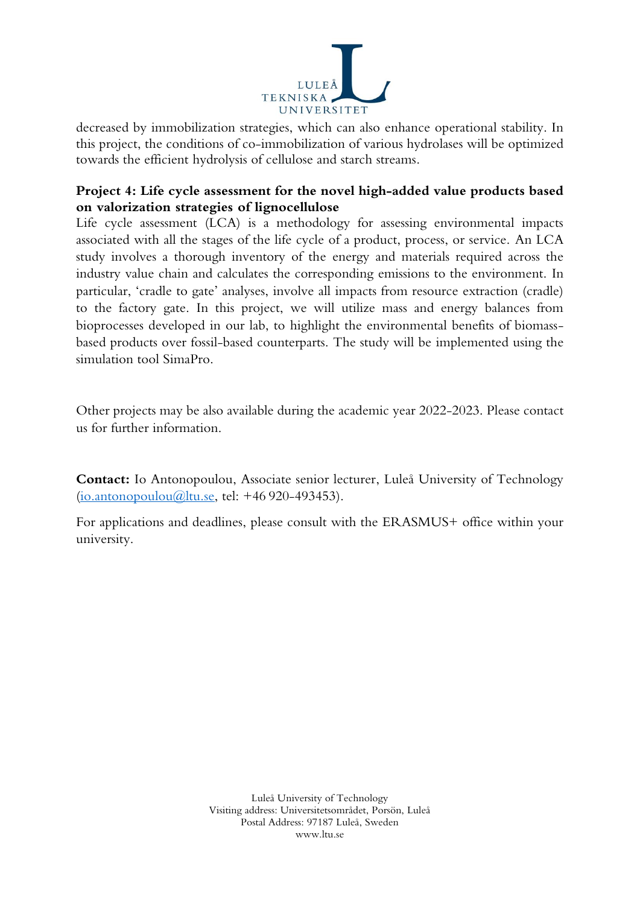decreased by immobilization strategies, which can also enhance operational stability. In this project, the conditions of co-immobilization of various hydrolases will be optimized towards the efficient hydrolysis of cellulose and starch streams.

**Project 4: Life cycle assessment for the novel high-added value products based on valorization strategies of lignocellulose**

Life cycle assessment (LCA) is a methodology for assessing environmental impacts associated with all the stages of the life cycle of a product, process, or service. An LCA study involves a thorough inventory of the energy and materials required across the industry value chain and calculates the corresponding emissions to the environment. In particular, 'cradle to gate' analyses, involve all impacts from resource extraction (cradle) to the factory gate. In this project, we will utilize mass and energy balances from bioprocesses developed in our lab, to highlight the environmental benefits of biomass-based products over fossil-based counterparts. The study will be implemented using the simulation tool SimaPro.

Other projects may be also available during the academic year 2022-2023. Please contact us for further information.

**Contact:** Io Antonopoulou, Associate senior lecturer, Luleå University of Technology (io.antonopoulou@ltu.se, tel: +46 920-493453).

For applications and deadlines, please consult with the ERASMUS+ office within your university.